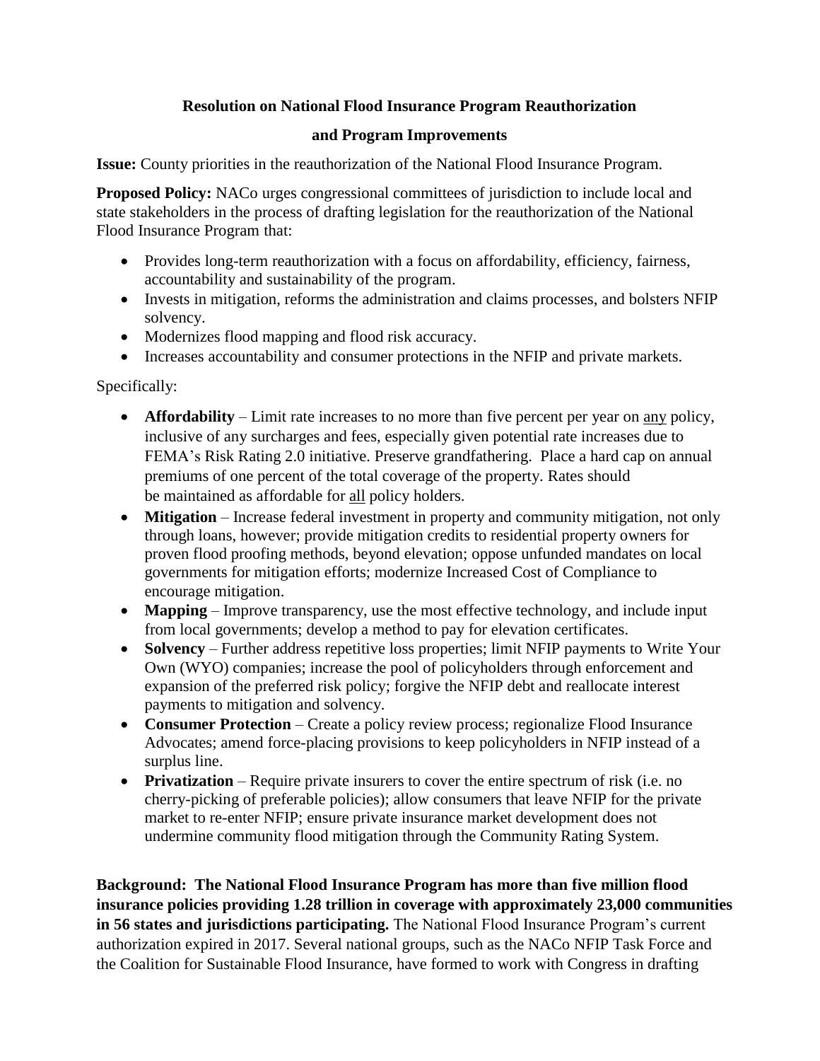# Resolution on National Flood Insurance Program Reauthorization and Program Improvements

**Issue:** County priorities in the reauthorization of the National Flood Insurance Program.

**Proposed Policy:** NACo urges congressional committees of jurisdiction to include local and state stakeholders in the process of drafting legislation for the reauthorization of the National Flood Insurance Program that:

- Provides long-term reauthorization with a focus on affordability, efficiency, fairness, accountability and sustainability of the program.
- Invests in mitigation, reforms the administration and claims processes, and bolsters NFIP solvency.
- Modernizes flood mapping and flood risk accuracy.
- Increases accountability and consumer protections in the NFIP and private markets.

Specifically:

- **Affordability** – Limit rate increases to no more than five percent per year on <u>any</u> policy, inclusive of any surcharges and fees, especially given potential rate increases due to FEMA's Risk Rating 2.0 initiative. Preserve grandfathering. Place a hard cap on annual premiums of one percent of the total coverage of the property. Rates should be maintained as affordable for <u>all</u> policy holders.
- **Mitigation** – Increase federal investment in property and community mitigation, not only through loans, however; provide mitigation credits to residential property owners for proven flood proofing methods, beyond elevation; oppose unfunded mandates on local governments for mitigation efforts; modernize Increased Cost of Compliance to encourage mitigation.
- **Mapping** – Improve transparency, use the most effective technology, and include input from local governments; develop a method to pay for elevation certificates.
- **Solvency** – Further address repetitive loss properties; limit NFIP payments to Write Your Own (WYO) companies; increase the pool of policyholders through enforcement and expansion of the preferred risk policy; forgive the NFIP debt and reallocate interest payments to mitigation and solvency.
- **Consumer Protection** – Create a policy review process; regionalize Flood Insurance Advocates; amend force-placing provisions to keep policyholders in NFIP instead of a surplus line.
- **Privatization** – Require private insurers to cover the entire spectrum of risk (i.e. no cherry-picking of preferable policies); allow consumers that leave NFIP for the private market to re-enter NFIP; ensure private insurance market development does not undermine community flood mitigation through the Community Rating System.

**Background: The National Flood Insurance Program has more than five million flood insurance policies providing 1.28 trillion in coverage with approximately 23,000 communities in 56 states and jurisdictions participating.** The National Flood Insurance Program's current authorization expired in 2017. Several national groups, such as the NACo NFIP Task Force and the Coalition for Sustainable Flood Insurance, have formed to work with Congress in drafting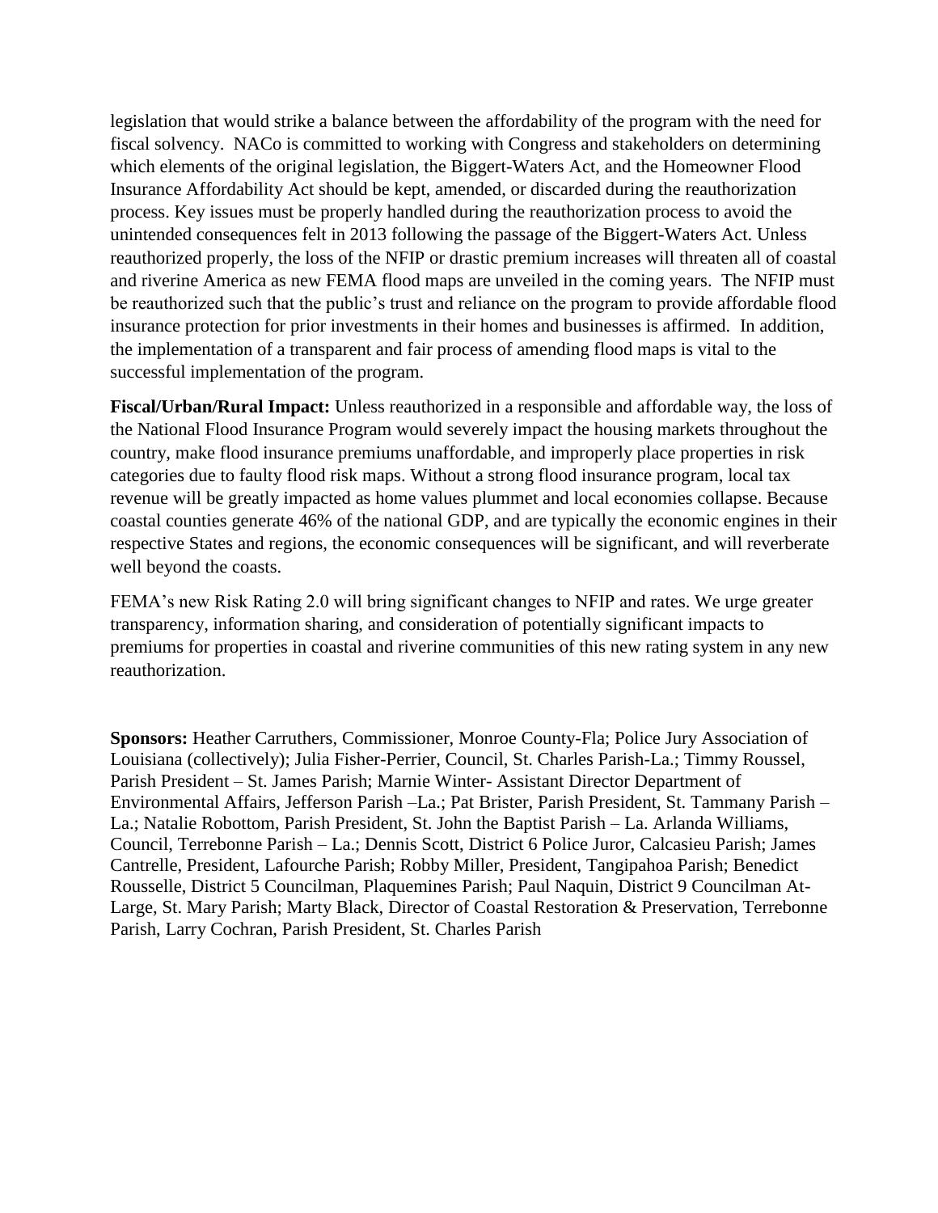legislation that would strike a balance between the affordability of the program with the need for fiscal solvency. NACo is committed to working with Congress and stakeholders on determining which elements of the original legislation, the Biggert-Waters Act, and the Homeowner Flood Insurance Affordability Act should be kept, amended, or discarded during the reauthorization process. Key issues must be properly handled during the reauthorization process to avoid the unintended consequences felt in 2013 following the passage of the Biggert-Waters Act. Unless reauthorized properly, the loss of the NFIP or drastic premium increases will threaten all of coastal and riverine America as new FEMA flood maps are unveiled in the coming years. The NFIP must be reauthorized such that the public's trust and reliance on the program to provide affordable flood insurance protection for prior investments in their homes and businesses is affirmed. In addition, the implementation of a transparent and fair process of amending flood maps is vital to the successful implementation of the program.

**Fiscal/Urban/Rural Impact:** Unless reauthorized in a responsible and affordable way, the loss of the National Flood Insurance Program would severely impact the housing markets throughout the country, make flood insurance premiums unaffordable, and improperly place properties in risk categories due to faulty flood risk maps. Without a strong flood insurance program, local tax revenue will be greatly impacted as home values plummet and local economies collapse. Because coastal counties generate 46% of the national GDP, and are typically the economic engines in their respective States and regions, the economic consequences will be significant, and will reverberate well beyond the coasts.

FEMA's new Risk Rating 2.0 will bring significant changes to NFIP and rates. We urge greater transparency, information sharing, and consideration of potentially significant impacts to premiums for properties in coastal and riverine communities of this new rating system in any new reauthorization.

**Sponsors:** Heather Carruthers, Commissioner, Monroe County-Fla; Police Jury Association of Louisiana (collectively); Julia Fisher-Perrier, Council, St. Charles Parish-La.; Timmy Roussel, Parish President – St. James Parish; Marnie Winter- Assistant Director Department of Environmental Affairs, Jefferson Parish –La.; Pat Brister, Parish President, St. Tammany Parish – La.; Natalie Robottom, Parish President, St. John the Baptist Parish – La. Arlanda Williams, Council, Terrebonne Parish – La.; Dennis Scott, District 6 Police Juror, Calcasieu Parish; James Cantrelle, President, Lafourche Parish; Robby Miller, President, Tangipahoa Parish; Benedict Rousselle, District 5 Councilman, Plaquemines Parish; Paul Naquin, District 9 Councilman At-Large, St. Mary Parish; Marty Black, Director of Coastal Restoration & Preservation, Terrebonne Parish, Larry Cochran, Parish President, St. Charles Parish